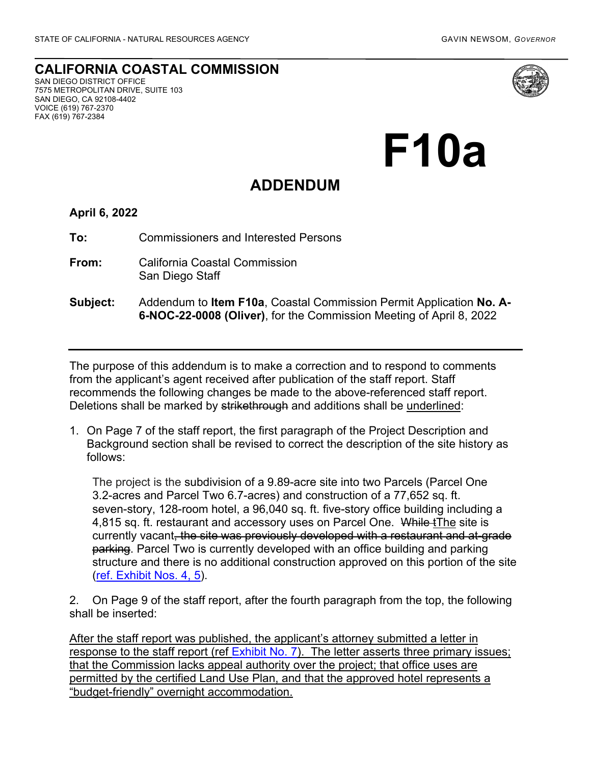STATE OF CALIFORNIA - NATURAL RESOURCES AGENCY

GAVIN NEWSOM, *GOVERNOR*

**CALIFORNIA COASTAL COMMISSION**
SAN DIEGO DISTRICT OFFICE
7575 METROPOLITAN DRIVE, SUITE 103
SAN DIEGO, CA 92108-4402
VOICE (619) 767-2370
FAX (619) 767-2384

# F10a

## ADDENDUM

**April 6, 2022**

**To:** Commissioners and Interested Persons

**From:** California Coastal Commission
San Diego Staff

**Subject:** Addendum to **Item F10a**, Coastal Commission Permit Application **No. A-6-NOC-22-0008 (Oliver)**, for the Commission Meeting of April 8, 2022

---

The purpose of this addendum is to make a correction and to respond to comments from the applicant's agent received after publication of the staff report. Staff recommends the following changes be made to the above-referenced staff report. Deletions shall be marked by ~~strikethrough~~ and additions shall be <u>underlined</u>:

1. On Page 7 of the staff report, the first paragraph of the Project Description and Background section shall be revised to correct the description of the site history as follows:

   The project is the subdivision of a 9.89-acre site into two Parcels (Parcel One 3.2-acres and Parcel Two 6.7-acres) and construction of a 77,652 sq. ft. seven-story, 128-room hotel, a 96,040 sq. ft. five-story office building including a 4,815 sq. ft. restaurant and accessory uses on Parcel One. ~~While t~~<u>The</u> site is currently vacant~~, the site was previously developed with a restaurant and at-grade parking~~. Parcel Two is currently developed with an office building and parking structure and there is no additional construction approved on this portion of the site (ref. Exhibit Nos. 4, 5).

2. On Page 9 of the staff report, after the fourth paragraph from the top, the following shall be inserted:

<u>After the staff report was published, the applicant's attorney submitted a letter in response to the staff report (ref Exhibit No. 7). The letter asserts three primary issues; that the Commission lacks appeal authority over the project; that office uses are permitted by the certified Land Use Plan, and that the approved hotel represents a "budget-friendly" overnight accommodation.</u>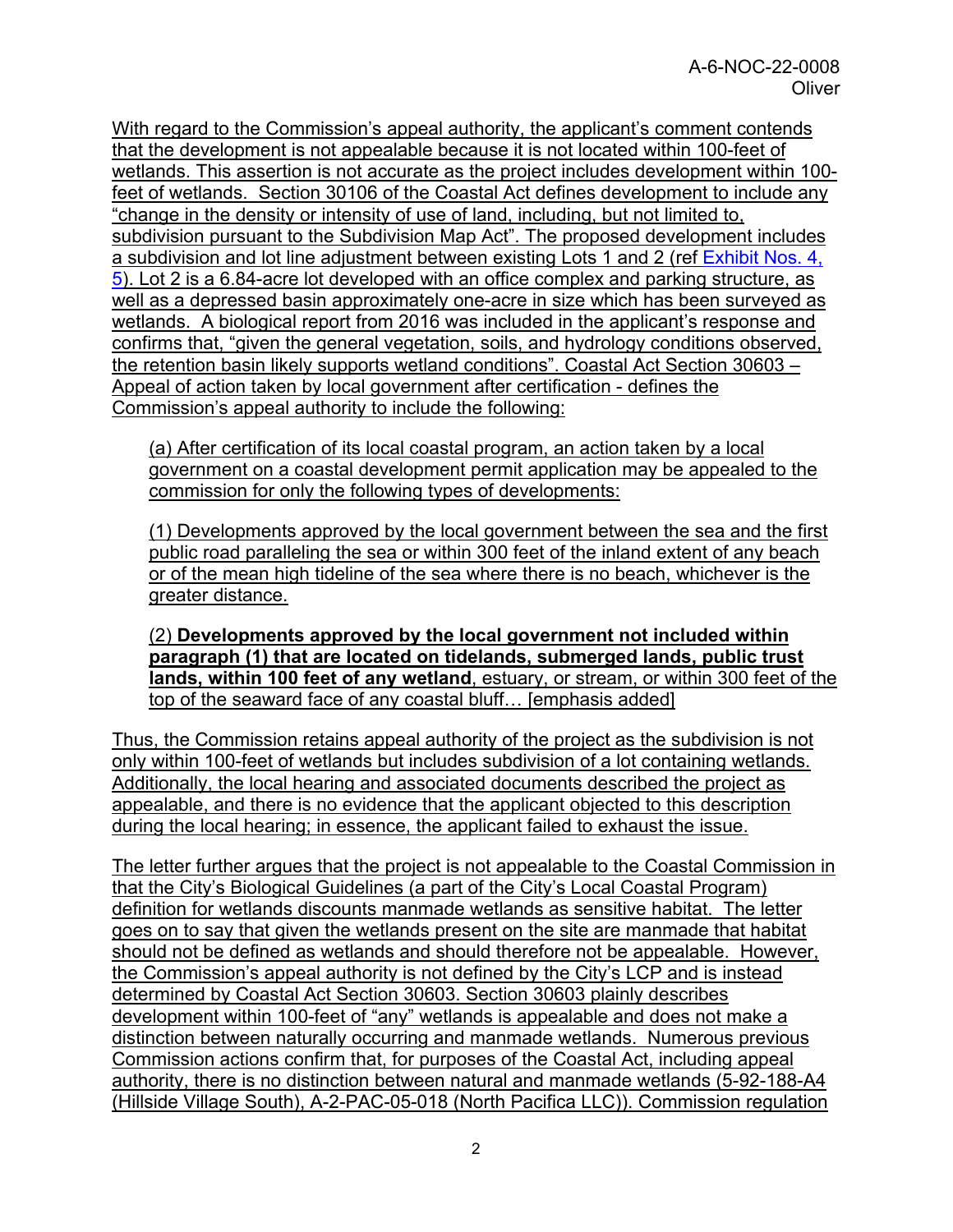With regard to the Commission's appeal authority, the applicant's comment contends that the development is not appealable because it is not located within 100-feet of wetlands. This assertion is not accurate as the project includes development within 100-feet of wetlands. Section 30106 of the Coastal Act defines development to include any "change in the density or intensity of use of land, including, but not limited to, subdivision pursuant to the Subdivision Map Act". The proposed development includes a subdivision and lot line adjustment between existing Lots 1 and 2 (ref Exhibit Nos. 4, 5). Lot 2 is a 6.84-acre lot developed with an office complex and parking structure, as well as a depressed basin approximately one-acre in size which has been surveyed as wetlands. A biological report from 2016 was included in the applicant's response and confirms that, "given the general vegetation, soils, and hydrology conditions observed, the retention basin likely supports wetland conditions". Coastal Act Section 30603 – Appeal of action taken by local government after certification - defines the Commission's appeal authority to include the following:

> (a) After certification of its local coastal program, an action taken by a local government on a coastal development permit application may be appealed to the commission for only the following types of developments:
>
> (1) Developments approved by the local government between the sea and the first public road paralleling the sea or within 300 feet of the inland extent of any beach or of the mean high tideline of the sea where there is no beach, whichever is the greater distance.
>
> (2) **Developments approved by the local government not included within paragraph (1) that are located on tidelands, submerged lands, public trust lands, within 100 feet of any wetland**, estuary, or stream, or within 300 feet of the top of the seaward face of any coastal bluff… [emphasis added]

Thus, the Commission retains appeal authority of the project as the subdivision is not only within 100-feet of wetlands but includes subdivision of a lot containing wetlands. Additionally, the local hearing and associated documents described the project as appealable, and there is no evidence that the applicant objected to this description during the local hearing; in essence, the applicant failed to exhaust the issue.

The letter further argues that the project is not appealable to the Coastal Commission in that the City's Biological Guidelines (a part of the City's Local Coastal Program) definition for wetlands discounts manmade wetlands as sensitive habitat. The letter goes on to say that given the wetlands present on the site are manmade that habitat should not be defined as wetlands and should therefore not be appealable. However, the Commission's appeal authority is not defined by the City's LCP and is instead determined by Coastal Act Section 30603. Section 30603 plainly describes development within 100-feet of "any" wetlands is appealable and does not make a distinction between naturally occurring and manmade wetlands. Numerous previous Commission actions confirm that, for purposes of the Coastal Act, including appeal authority, there is no distinction between natural and manmade wetlands (5-92-188-A4 (Hillside Village South), A-2-PAC-05-018 (North Pacifica LLC)). Commission regulation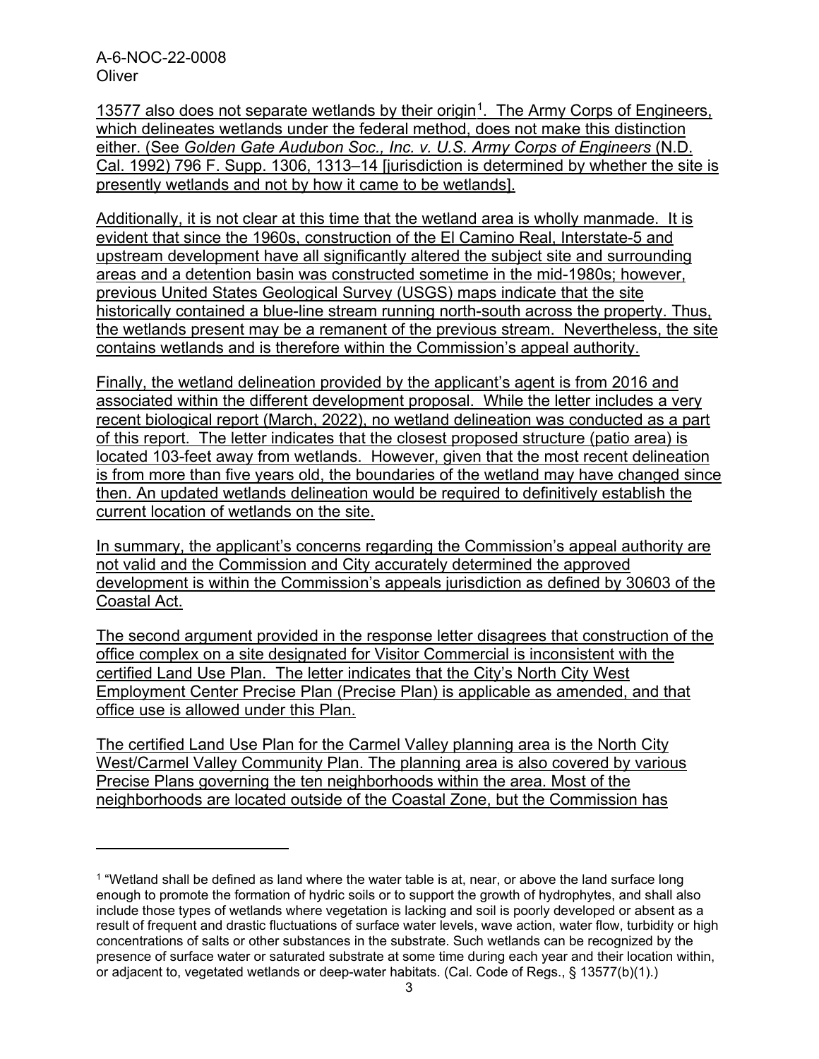13577 also does not separate wetlands by their origin[1]. The Army Corps of Engineers, which delineates wetlands under the federal method, does not make this distinction either. (See *Golden Gate Audubon Soc., Inc. v. U.S. Army Corps of Engineers* (N.D. Cal. 1992) 796 F. Supp. 1306, 1313–14 [jurisdiction is determined by whether the site is presently wetlands and not by how it came to be wetlands].

Additionally, it is not clear at this time that the wetland area is wholly manmade. It is evident that since the 1960s, construction of the El Camino Real, Interstate-5 and upstream development have all significantly altered the subject site and surrounding areas and a detention basin was constructed sometime in the mid-1980s; however, previous United States Geological Survey (USGS) maps indicate that the site historically contained a blue-line stream running north-south across the property. Thus, the wetlands present may be a remanent of the previous stream. Nevertheless, the site contains wetlands and is therefore within the Commission's appeal authority.

Finally, the wetland delineation provided by the applicant's agent is from 2016 and associated within the different development proposal. While the letter includes a very recent biological report (March, 2022), no wetland delineation was conducted as a part of this report. The letter indicates that the closest proposed structure (patio area) is located 103-feet away from wetlands. However, given that the most recent delineation is from more than five years old, the boundaries of the wetland may have changed since then. An updated wetlands delineation would be required to definitively establish the current location of wetlands on the site.

In summary, the applicant's concerns regarding the Commission's appeal authority are not valid and the Commission and City accurately determined the approved development is within the Commission's appeals jurisdiction as defined by 30603 of the Coastal Act.

The second argument provided in the response letter disagrees that construction of the office complex on a site designated for Visitor Commercial is inconsistent with the certified Land Use Plan. The letter indicates that the City's North City West Employment Center Precise Plan (Precise Plan) is applicable as amended, and that office use is allowed under this Plan.

The certified Land Use Plan for the Carmel Valley planning area is the North City West/Carmel Valley Community Plan. The planning area is also covered by various Precise Plans governing the ten neighborhoods within the area. Most of the neighborhoods are located outside of the Coastal Zone, but the Commission has

---

[1] "Wetland shall be defined as land where the water table is at, near, or above the land surface long enough to promote the formation of hydric soils or to support the growth of hydrophytes, and shall also include those types of wetlands where vegetation is lacking and soil is poorly developed or absent as a result of frequent and drastic fluctuations of surface water levels, wave action, water flow, turbidity or high concentrations of salts or other substances in the substrate. Such wetlands can be recognized by the presence of surface water or saturated substrate at some time during each year and their location within, or adjacent to, vegetated wetlands or deep-water habitats. (Cal. Code of Regs., § 13577(b)(1).)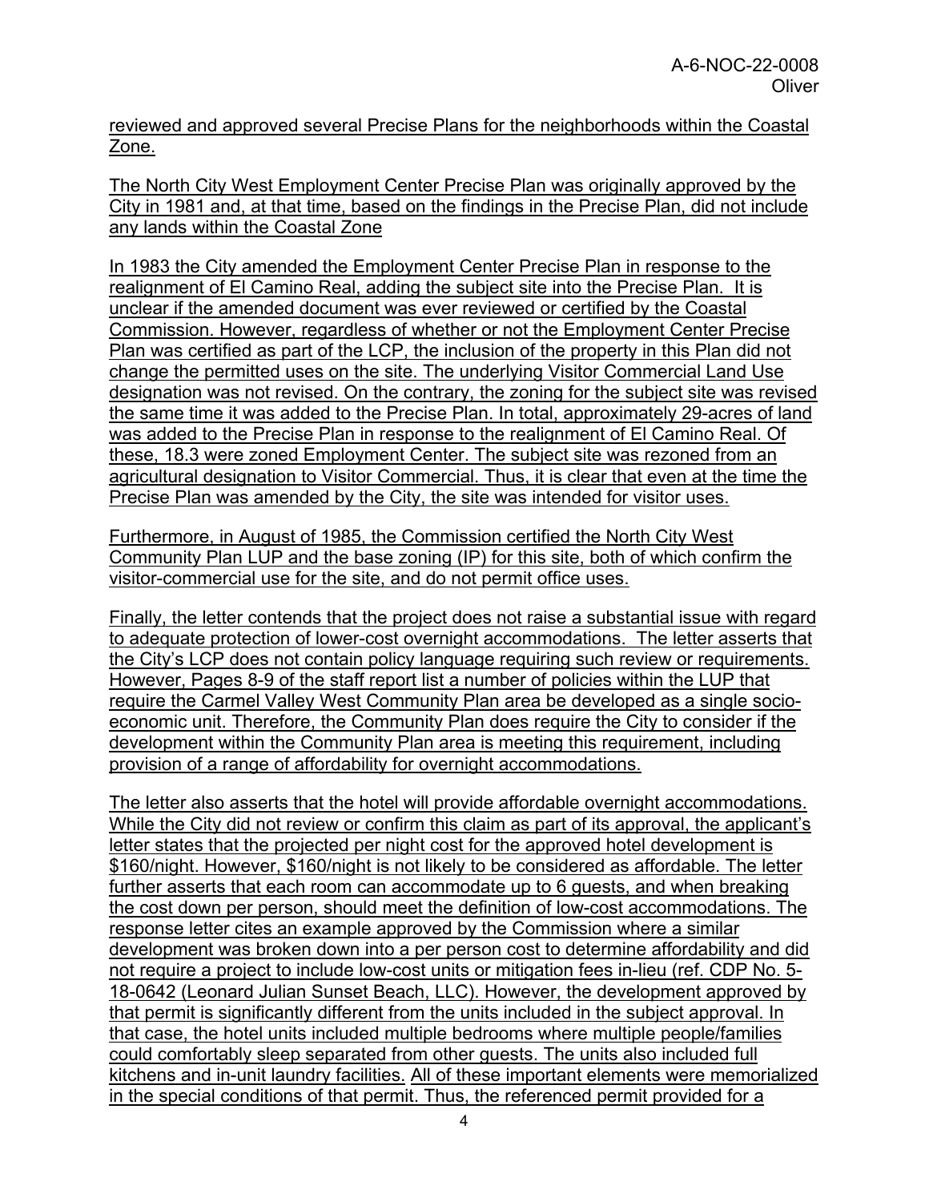reviewed and approved several Precise Plans for the neighborhoods within the Coastal Zone.

The North City West Employment Center Precise Plan was originally approved by the City in 1981 and, at that time, based on the findings in the Precise Plan, did not include any lands within the Coastal Zone

In 1983 the City amended the Employment Center Precise Plan in response to the realignment of El Camino Real, adding the subject site into the Precise Plan. It is unclear if the amended document was ever reviewed or certified by the Coastal Commission. However, regardless of whether or not the Employment Center Precise Plan was certified as part of the LCP, the inclusion of the property in this Plan did not change the permitted uses on the site. The underlying Visitor Commercial Land Use designation was not revised. On the contrary, the zoning for the subject site was revised the same time it was added to the Precise Plan. In total, approximately 29-acres of land was added to the Precise Plan in response to the realignment of El Camino Real. Of these, 18.3 were zoned Employment Center. The subject site was rezoned from an agricultural designation to Visitor Commercial. Thus, it is clear that even at the time the Precise Plan was amended by the City, the site was intended for visitor uses.

Furthermore, in August of 1985, the Commission certified the North City West Community Plan LUP and the base zoning (IP) for this site, both of which confirm the visitor-commercial use for the site, and do not permit office uses.

Finally, the letter contends that the project does not raise a substantial issue with regard to adequate protection of lower-cost overnight accommodations. The letter asserts that the City's LCP does not contain policy language requiring such review or requirements. However, Pages 8-9 of the staff report list a number of policies within the LUP that require the Carmel Valley West Community Plan area be developed as a single socio-economic unit. Therefore, the Community Plan does require the City to consider if the development within the Community Plan area is meeting this requirement, including provision of a range of affordability for overnight accommodations.

The letter also asserts that the hotel will provide affordable overnight accommodations. While the City did not review or confirm this claim as part of its approval, the applicant's letter states that the projected per night cost for the approved hotel development is $160/night. However, $160/night is not likely to be considered as affordable. The letter further asserts that each room can accommodate up to 6 guests, and when breaking the cost down per person, should meet the definition of low-cost accommodations. The response letter cites an example approved by the Commission where a similar development was broken down into a per person cost to determine affordability and did not require a project to include low-cost units or mitigation fees in-lieu (ref. CDP No. 5-18-0642 (Leonard Julian Sunset Beach, LLC). However, the development approved by that permit is significantly different from the units included in the subject approval. In that case, the hotel units included multiple bedrooms where multiple people/families could comfortably sleep separated from other guests. The units also included full kitchens and in-unit laundry facilities. All of these important elements were memorialized in the special conditions of that permit. Thus, the referenced permit provided for a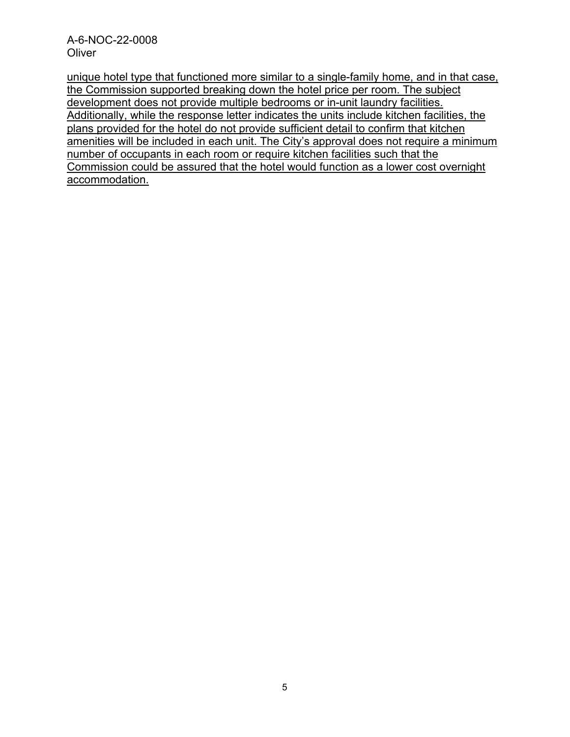<u>unique hotel type that functioned more similar to a single-family home, and in that case, the Commission supported breaking down the hotel price per room. The subject development does not provide multiple bedrooms or in-unit laundry facilities. Additionally, while the response letter indicates the units include kitchen facilities, the plans provided for the hotel do not provide sufficient detail to confirm that kitchen amenities will be included in each unit. The City's approval does not require a minimum number of occupants in each room or require kitchen facilities such that the Commission could be assured that the hotel would function as a lower cost overnight accommodation.</u>